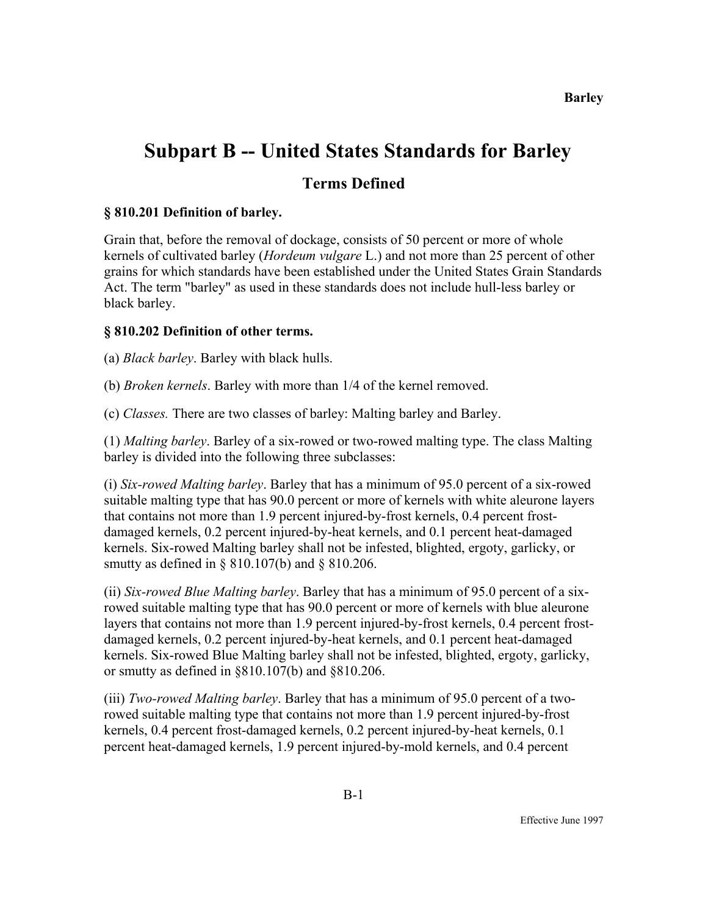# Subpart B -- United States Standards for Barley

## Terms Defined

### § 810.201 Definition of barley.

Grain that, before the removal of dockage, consists of 50 percent or more of whole kernels of cultivated barley (*Hordeum vulgare* L.) and not more than 25 percent of other grains for which standards have been established under the United States Grain Standards Act. The term "barley" as used in these standards does not include hull-less barley or black barley.

### § 810.202 Definition of other terms.

(a) *Black barley*. Barley with black hulls.

(b) *Broken kernels*. Barley with more than 1/4 of the kernel removed.

(c) *Classes.* There are two classes of barley: Malting barley and Barley.

(1) *Malting barley*. Barley of a six-rowed or two-rowed malting type. The class Malting barley is divided into the following three subclasses:

(i) *Six-rowed Malting barley*. Barley that has a minimum of 95.0 percent of a six-rowed suitable malting type that has 90.0 percent or more of kernels with white aleurone layers that contains not more than 1.9 percent injured-by-frost kernels, 0.4 percent frost-damaged kernels, 0.2 percent injured-by-heat kernels, and 0.1 percent heat-damaged kernels. Six-rowed Malting barley shall not be infested, blighted, ergoty, garlicky, or smutty as defined in § 810.107(b) and § 810.206.

(ii) *Six-rowed Blue Malting barley*. Barley that has a minimum of 95.0 percent of a six-rowed suitable malting type that has 90.0 percent or more of kernels with blue aleurone layers that contains not more than 1.9 percent injured-by-frost kernels, 0.4 percent frost-damaged kernels, 0.2 percent injured-by-heat kernels, and 0.1 percent heat-damaged kernels. Six-rowed Blue Malting barley shall not be infested, blighted, ergoty, garlicky, or smutty as defined in §810.107(b) and §810.206.

(iii) *Two-rowed Malting barley*. Barley that has a minimum of 95.0 percent of a two-rowed suitable malting type that contains not more than 1.9 percent injured-by-frost kernels, 0.4 percent frost-damaged kernels, 0.2 percent injured-by-heat kernels, 0.1 percent heat-damaged kernels, 1.9 percent injured-by-mold kernels, and 0.4 percent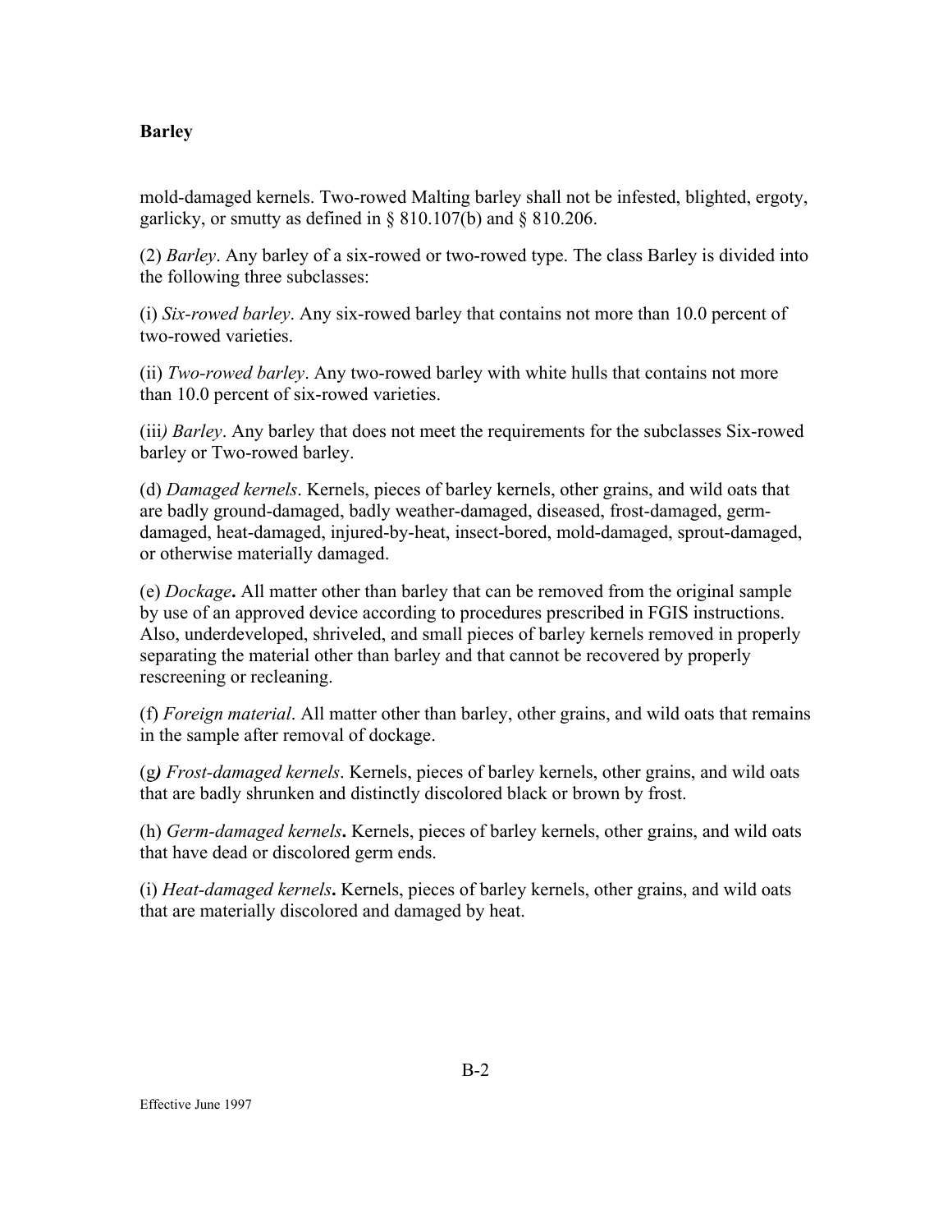mold-damaged kernels. Two-rowed Malting barley shall not be infested, blighted, ergoty, garlicky, or smutty as defined in § 810.107(b) and § 810.206.

(2) *Barley*. Any barley of a six-rowed or two-rowed type. The class Barley is divided into the following three subclasses:

(i) *Six-rowed barley*. Any six-rowed barley that contains not more than 10.0 percent of two-rowed varieties.

(ii) *Two-rowed barley*. Any two-rowed barley with white hulls that contains not more than 10.0 percent of six-rowed varieties.

(iii*) Barley*. Any barley that does not meet the requirements for the subclasses Six-rowed barley or Two-rowed barley.

(d) *Damaged kernels*. Kernels, pieces of barley kernels, other grains, and wild oats that are badly ground-damaged, badly weather-damaged, diseased, frost-damaged, germ-damaged, heat-damaged, injured-by-heat, insect-bored, mold-damaged, sprout-damaged, or otherwise materially damaged.

(e) *Dockage***.** All matter other than barley that can be removed from the original sample by use of an approved device according to procedures prescribed in FGIS instructions. Also, underdeveloped, shriveled, and small pieces of barley kernels removed in properly separating the material other than barley and that cannot be recovered by properly rescreening or recleaning.

(f) *Foreign material*. All matter other than barley, other grains, and wild oats that remains in the sample after removal of dockage.

(g*) Frost-damaged kernels*. Kernels, pieces of barley kernels, other grains, and wild oats that are badly shrunken and distinctly discolored black or brown by frost.

(h) *Germ-damaged kernels***.** Kernels, pieces of barley kernels, other grains, and wild oats that have dead or discolored germ ends.

(i) *Heat-damaged kernels***.** Kernels, pieces of barley kernels, other grains, and wild oats that are materially discolored and damaged by heat.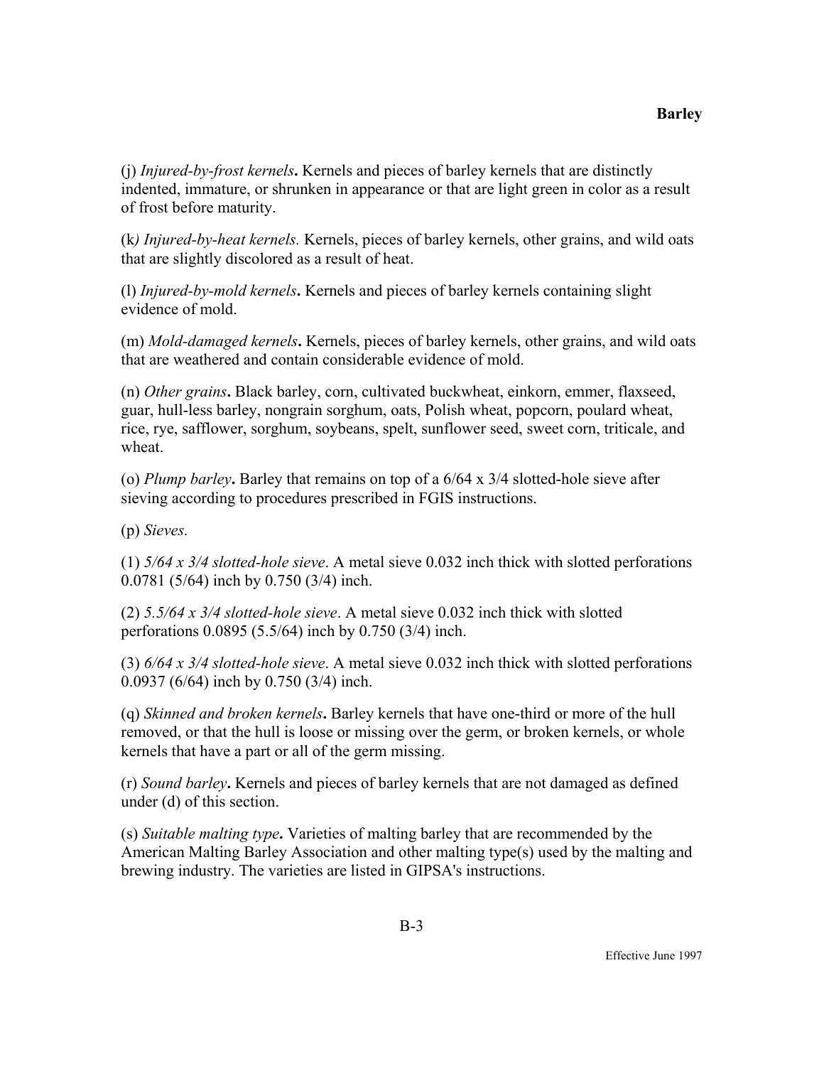(j) *Injured-by-frost kernels***.** Kernels and pieces of barley kernels that are distinctly indented, immature, or shrunken in appearance or that are light green in color as a result of frost before maturity.

(k*) Injured-by-heat kernels.* Kernels, pieces of barley kernels, other grains, and wild oats that are slightly discolored as a result of heat.

(l) *Injured-by-mold kernels***.** Kernels and pieces of barley kernels containing slight evidence of mold.

(m) *Mold-damaged kernels***.** Kernels, pieces of barley kernels, other grains, and wild oats that are weathered and contain considerable evidence of mold.

(n) *Other grains***.** Black barley, corn, cultivated buckwheat, einkorn, emmer, flaxseed, guar, hull-less barley, nongrain sorghum, oats, Polish wheat, popcorn, poulard wheat, rice, rye, safflower, sorghum, soybeans, spelt, sunflower seed, sweet corn, triticale, and wheat.

(o) *Plump barley***.** Barley that remains on top of a 6/64 x 3/4 slotted-hole sieve after sieving according to procedures prescribed in FGIS instructions.

(p) *Sieves.*

(1) *5/64 x 3/4 slotted-hole sieve*. A metal sieve 0.032 inch thick with slotted perforations 0.0781 (5/64) inch by 0.750 (3/4) inch.

(2) *5.5/64 x 3/4 slotted-hole sieve*. A metal sieve 0.032 inch thick with slotted perforations 0.0895 (5.5/64) inch by 0.750 (3/4) inch.

(3) *6/64 x 3/4 slotted-hole sieve*. A metal sieve 0.032 inch thick with slotted perforations 0.0937 (6/64) inch by 0.750 (3/4) inch.

(q) *Skinned and broken kernels***.** Barley kernels that have one-third or more of the hull removed, or that the hull is loose or missing over the germ, or broken kernels, or whole kernels that have a part or all of the germ missing.

(r) *Sound barley***.** Kernels and pieces of barley kernels that are not damaged as defined under (d) of this section.

(s) *Suitable malting type***.** Varieties of malting barley that are recommended by the American Malting Barley Association and other malting type(s) used by the malting and brewing industry. The varieties are listed in GIPSA's instructions.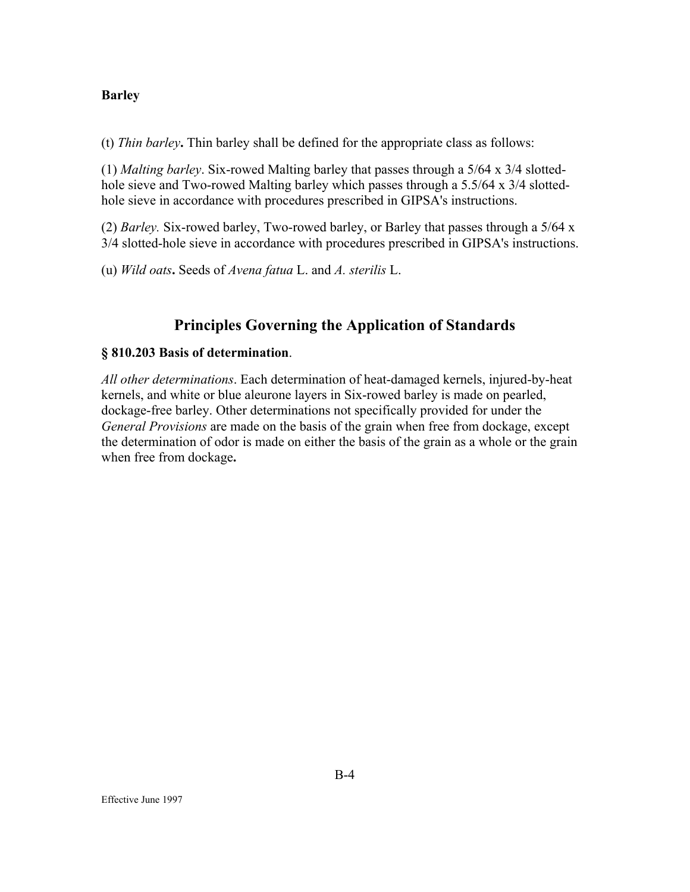**Barley**

(t) *Thin barley***.** Thin barley shall be defined for the appropriate class as follows:

(1) *Malting barley*. Six-rowed Malting barley that passes through a 5/64 x 3/4 slotted-hole sieve and Two-rowed Malting barley which passes through a 5.5/64 x 3/4 slotted-hole sieve in accordance with procedures prescribed in GIPSA's instructions.

(2) *Barley.* Six-rowed barley, Two-rowed barley, or Barley that passes through a 5/64 x 3/4 slotted-hole sieve in accordance with procedures prescribed in GIPSA's instructions.

(u) *Wild oats***.** Seeds of *Avena fatua* L. and *A. sterilis* L.

## Principles Governing the Application of Standards

**§ 810.203 Basis of determination**.

*All other determinations*. Each determination of heat-damaged kernels, injured-by-heat kernels, and white or blue aleurone layers in Six-rowed barley is made on pearled, dockage-free barley. Other determinations not specifically provided for under the *General Provisions* are made on the basis of the grain when free from dockage, except the determination of odor is made on either the basis of the grain as a whole or the grain when free from dockage**.**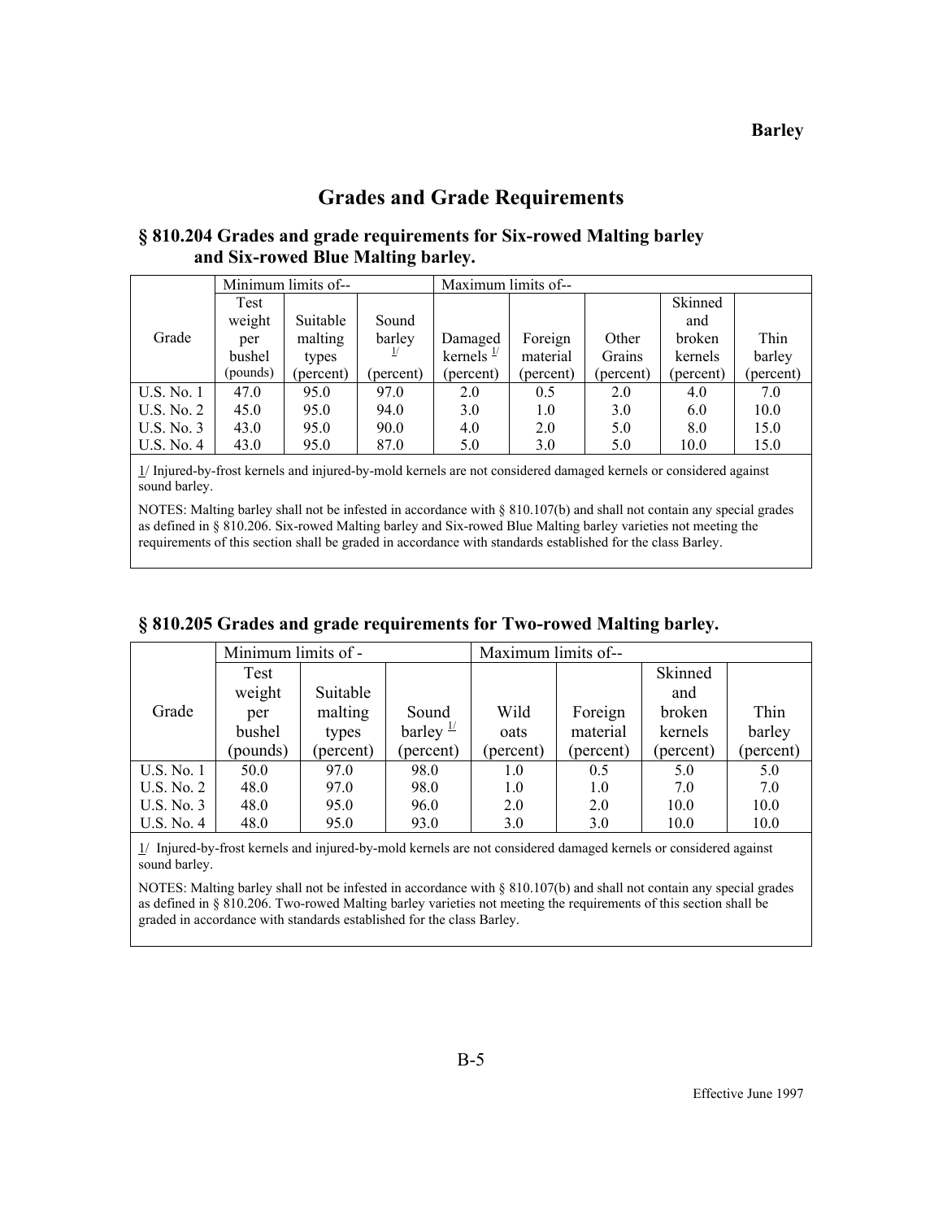# Grades and Grade Requirements

## § 810.204 Grades and grade requirements for Six-rowed Malting barley and Six-rowed Blue Malting barley.

| Grade | Minimum limits of-- | | | Maximum limits of-- | | | | |
|---|---|---|---|---|---|---|---|---|
| | Test weight per bushel (pounds) | Suitable malting types (percent) | Sound barley [1] (percent) | Damaged kernels [1] (percent) | Foreign material (percent) | Other Grains (percent) | Skinned and broken kernels (percent) | Thin barley (percent) |
| U.S. No. 1 | 47.0 | 95.0 | 97.0 | 2.0 | 0.5 | 2.0 | 4.0 | 7.0 |
| U.S. No. 2 | 45.0 | 95.0 | 94.0 | 3.0 | 1.0 | 3.0 | 6.0 | 10.0 |
| U.S. No. 3 | 43.0 | 95.0 | 90.0 | 4.0 | 2.0 | 5.0 | 8.0 | 15.0 |
| U.S. No. 4 | 43.0 | 95.0 | 87.0 | 5.0 | 3.0 | 5.0 | 10.0 | 15.0 |

1/ Injured-by-frost kernels and injured-by-mold kernels are not considered damaged kernels or considered against sound barley.

NOTES: Malting barley shall not be infested in accordance with § 810.107(b) and shall not contain any special grades as defined in § 810.206. Six-rowed Malting barley and Six-rowed Blue Malting barley varieties not meeting the requirements of this section shall be graded in accordance with standards established for the class Barley.

## § 810.205 Grades and grade requirements for Two-rowed Malting barley.

| Grade | Minimum limits of - | | | Maximum limits of-- | | | |
|---|---|---|---|---|---|---|---|
| | Test weight per bushel (pounds) | Suitable malting types (percent) | Sound barley [1] (percent) | Wild oats (percent) | Foreign material (percent) | Skinned and broken kernels (percent) | Thin barley (percent) |
| U.S. No. 1 | 50.0 | 97.0 | 98.0 | 1.0 | 0.5 | 5.0 | 5.0 |
| U.S. No. 2 | 48.0 | 97.0 | 98.0 | 1.0 | 1.0 | 7.0 | 7.0 |
| U.S. No. 3 | 48.0 | 95.0 | 96.0 | 2.0 | 2.0 | 10.0 | 10.0 |
| U.S. No. 4 | 48.0 | 95.0 | 93.0 | 3.0 | 3.0 | 10.0 | 10.0 |

1/ Injured-by-frost kernels and injured-by-mold kernels are not considered damaged kernels or considered against sound barley.

NOTES: Malting barley shall not be infested in accordance with § 810.107(b) and shall not contain any special grades as defined in § 810.206. Two-rowed Malting barley varieties not meeting the requirements of this section shall be graded in accordance with standards established for the class Barley.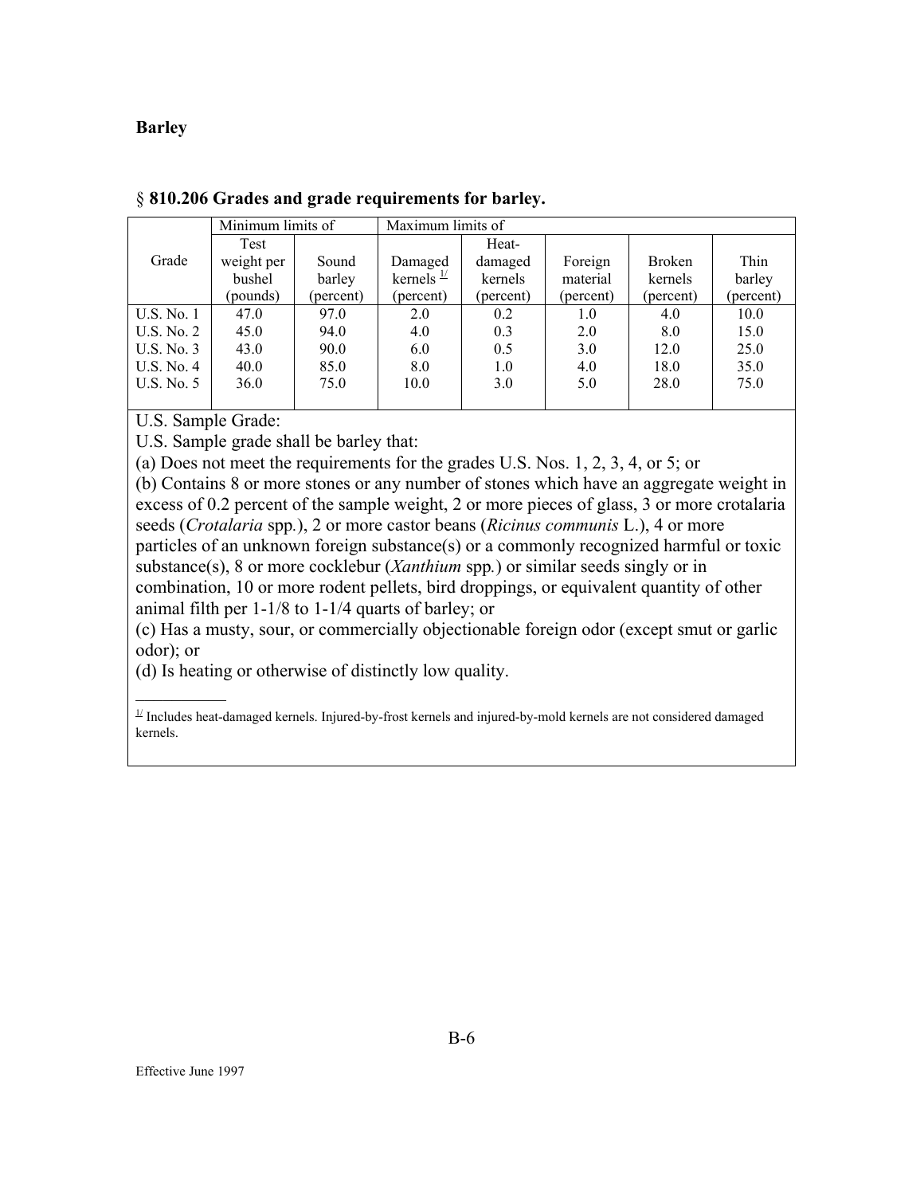# Barley

**§ 810.206 Grades and grade requirements for barley.**

| Grade | Minimum limits of | | Maximum limits of | | | | |
|---|---|---|---|---|---|---|---|
| | Test weight per bushel (pounds) | Sound barley (percent) | Damaged kernels [1/] (percent) | Heat-damaged kernels (percent) | Foreign material (percent) | Broken kernels (percent) | Thin barley (percent) |
| U.S. No. 1 | 47.0 | 97.0 | 2.0 | 0.2 | 1.0 | 4.0 | 10.0 |
| U.S. No. 2 | 45.0 | 94.0 | 4.0 | 0.3 | 2.0 | 8.0 | 15.0 |
| U.S. No. 3 | 43.0 | 90.0 | 6.0 | 0.5 | 3.0 | 12.0 | 25.0 |
| U.S. No. 4 | 40.0 | 85.0 | 8.0 | 1.0 | 4.0 | 18.0 | 35.0 |
| U.S. No. 5 | 36.0 | 75.0 | 10.0 | 3.0 | 5.0 | 28.0 | 75.0 |

U.S. Sample Grade:

U.S. Sample grade shall be barley that:

(a) Does not meet the requirements for the grades U.S. Nos. 1, 2, 3, 4, or 5; or

(b) Contains 8 or more stones or any number of stones which have an aggregate weight in excess of 0.2 percent of the sample weight, 2 or more pieces of glass, 3 or more crotalaria seeds (*Crotalaria* spp.), 2 or more castor beans (*Ricinus communis* L.), 4 or more particles of an unknown foreign substance(s) or a commonly recognized harmful or toxic substance(s), 8 or more cocklebur (*Xanthium* spp.) or similar seeds singly or in combination, 10 or more rodent pellets, bird droppings, or equivalent quantity of other animal filth per 1-1/8 to 1-1/4 quarts of barley; or

(c) Has a musty, sour, or commercially objectionable foreign odor (except smut or garlic odor); or

(d) Is heating or otherwise of distinctly low quality.

[1/] Includes heat-damaged kernels. Injured-by-frost kernels and injured-by-mold kernels are not considered damaged kernels.

Effective June 1997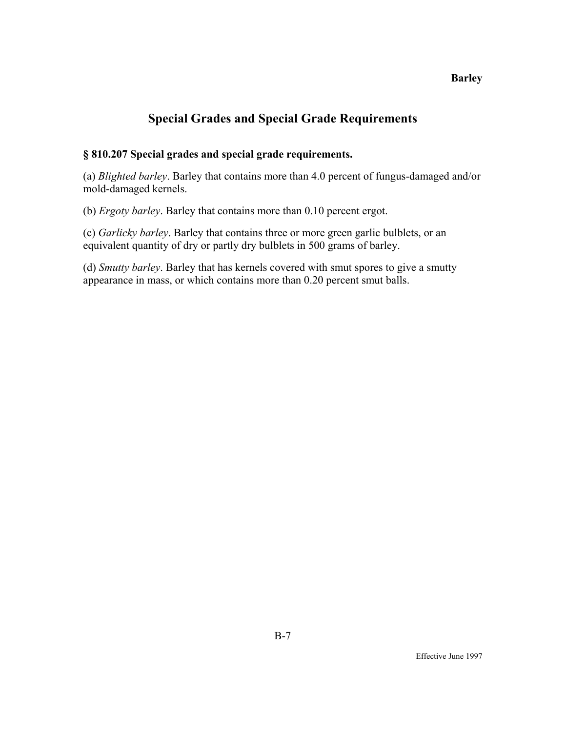## Special Grades and Special Grade Requirements

### § 810.207 Special grades and special grade requirements.

(a) *Blighted barley*. Barley that contains more than 4.0 percent of fungus-damaged and/or mold-damaged kernels.

(b) *Ergoty barley*. Barley that contains more than 0.10 percent ergot.

(c) *Garlicky barley*. Barley that contains three or more green garlic bulblets, or an equivalent quantity of dry or partly dry bulblets in 500 grams of barley.

(d) *Smutty barley*. Barley that has kernels covered with smut spores to give a smutty appearance in mass, or which contains more than 0.20 percent smut balls.